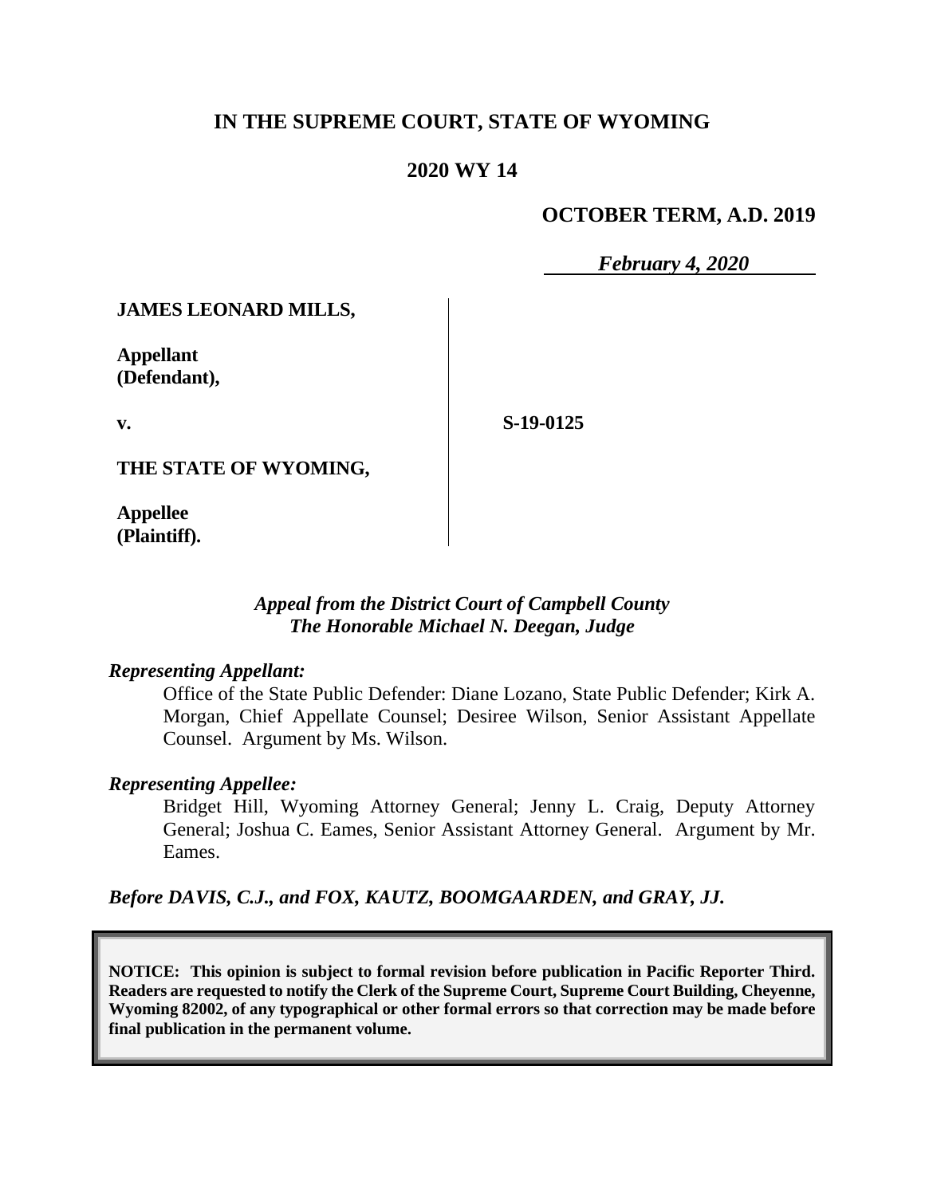# IN THE SUPREME COURT, STATE OF WYOMING

## 2020 WY 14

**OCTOBER TERM, A.D. 2019**

***February 4, 2020***

**JAMES LEONARD MILLS,**

**Appellant (Defendant),**

**v.**

**THE STATE OF WYOMING,**

**Appellee (Plaintiff).**

**S-19-0125**

*Appeal from the District Court of Campbell County*
*The Honorable Michael N. Deegan, Judge*

*Representing Appellant:*

Office of the State Public Defender: Diane Lozano, State Public Defender; Kirk A. Morgan, Chief Appellate Counsel; Desiree Wilson, Senior Assistant Appellate Counsel. Argument by Ms. Wilson.

*Representing Appellee:*

Bridget Hill, Wyoming Attorney General; Jenny L. Craig, Deputy Attorney General; Joshua C. Eames, Senior Assistant Attorney General. Argument by Mr. Eames.

*Before DAVIS, C.J., and FOX, KAUTZ, BOOMGAARDEN, and GRAY, JJ.*

**NOTICE: This opinion is subject to formal revision before publication in Pacific Reporter Third. Readers are requested to notify the Clerk of the Supreme Court, Supreme Court Building, Cheyenne, Wyoming 82002, of any typographical or other formal errors so that correction may be made before final publication in the permanent volume.**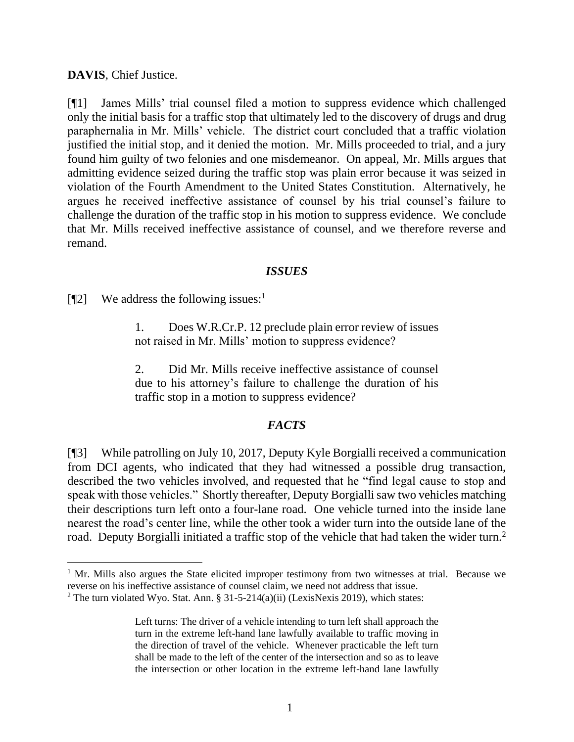**DAVIS**, Chief Justice.

[¶1] James Mills' trial counsel filed a motion to suppress evidence which challenged only the initial basis for a traffic stop that ultimately led to the discovery of drugs and drug paraphernalia in Mr. Mills' vehicle. The district court concluded that a traffic violation justified the initial stop, and it denied the motion. Mr. Mills proceeded to trial, and a jury found him guilty of two felonies and one misdemeanor. On appeal, Mr. Mills argues that admitting evidence seized during the traffic stop was plain error because it was seized in violation of the Fourth Amendment to the United States Constitution. Alternatively, he argues he received ineffective assistance of counsel by his trial counsel's failure to challenge the duration of the traffic stop in his motion to suppress evidence. We conclude that Mr. Mills received ineffective assistance of counsel, and we therefore reverse and remand.

### *ISSUES*

[¶2] We address the following issues:[1]

> 1. Does W.R.Cr.P. 12 preclude plain error review of issues not raised in Mr. Mills' motion to suppress evidence?
>
> 2. Did Mr. Mills receive ineffective assistance of counsel due to his attorney's failure to challenge the duration of his traffic stop in a motion to suppress evidence?

### *FACTS*

[¶3] While patrolling on July 10, 2017, Deputy Kyle Borgialli received a communication from DCI agents, who indicated that they had witnessed a possible drug transaction, described the two vehicles involved, and requested that he "find legal cause to stop and speak with those vehicles." Shortly thereafter, Deputy Borgialli saw two vehicles matching their descriptions turn left onto a four-lane road. One vehicle turned into the inside lane nearest the road's center line, while the other took a wider turn into the outside lane of the road. Deputy Borgialli initiated a traffic stop of the vehicle that had taken the wider turn.[2]

---

[1] Mr. Mills also argues the State elicited improper testimony from two witnesses at trial. Because we reverse on his ineffective assistance of counsel claim, we need not address that issue.

[2] The turn violated Wyo. Stat. Ann. § 31-5-214(a)(ii) (LexisNexis 2019), which states:

> Left turns: The driver of a vehicle intending to turn left shall approach the turn in the extreme left-hand lane lawfully available to traffic moving in the direction of travel of the vehicle. Whenever practicable the left turn shall be made to the left of the center of the intersection and so as to leave the intersection or other location in the extreme left-hand lane lawfully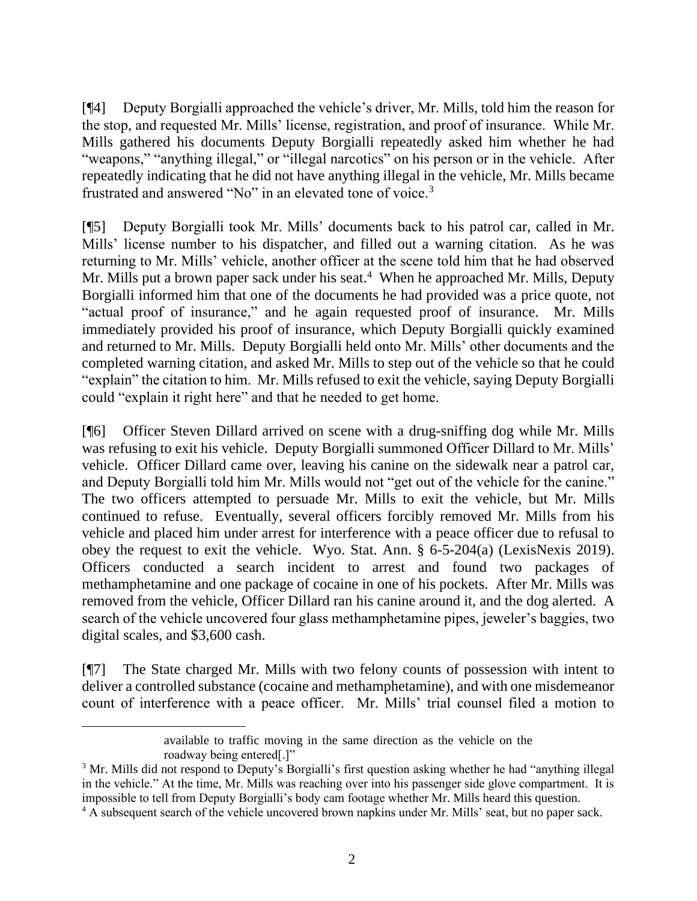[¶4] Deputy Borgialli approached the vehicle's driver, Mr. Mills, told him the reason for the stop, and requested Mr. Mills' license, registration, and proof of insurance. While Mr. Mills gathered his documents Deputy Borgialli repeatedly asked him whether he had "weapons," "anything illegal," or "illegal narcotics" on his person or in the vehicle. After repeatedly indicating that he did not have anything illegal in the vehicle, Mr. Mills became frustrated and answered "No" in an elevated tone of voice.[3]

[¶5] Deputy Borgialli took Mr. Mills' documents back to his patrol car, called in Mr. Mills' license number to his dispatcher, and filled out a warning citation. As he was returning to Mr. Mills' vehicle, another officer at the scene told him that he had observed Mr. Mills put a brown paper sack under his seat.[4] When he approached Mr. Mills, Deputy Borgialli informed him that one of the documents he had provided was a price quote, not "actual proof of insurance," and he again requested proof of insurance. Mr. Mills immediately provided his proof of insurance, which Deputy Borgialli quickly examined and returned to Mr. Mills. Deputy Borgialli held onto Mr. Mills' other documents and the completed warning citation, and asked Mr. Mills to step out of the vehicle so that he could "explain" the citation to him. Mr. Mills refused to exit the vehicle, saying Deputy Borgialli could "explain it right here" and that he needed to get home.

[¶6] Officer Steven Dillard arrived on scene with a drug-sniffing dog while Mr. Mills was refusing to exit his vehicle. Deputy Borgialli summoned Officer Dillard to Mr. Mills' vehicle. Officer Dillard came over, leaving his canine on the sidewalk near a patrol car, and Deputy Borgialli told him Mr. Mills would not "get out of the vehicle for the canine." The two officers attempted to persuade Mr. Mills to exit the vehicle, but Mr. Mills continued to refuse. Eventually, several officers forcibly removed Mr. Mills from his vehicle and placed him under arrest for interference with a peace officer due to refusal to obey the request to exit the vehicle. Wyo. Stat. Ann. § 6-5-204(a) (LexisNexis 2019). Officers conducted a search incident to arrest and found two packages of methamphetamine and one package of cocaine in one of his pockets. After Mr. Mills was removed from the vehicle, Officer Dillard ran his canine around it, and the dog alerted. A search of the vehicle uncovered four glass methamphetamine pipes, jeweler's baggies, two digital scales, and $3,600 cash.

[¶7] The State charged Mr. Mills with two felony counts of possession with intent to deliver a controlled substance (cocaine and methamphetamine), and with one misdemeanor count of interference with a peace officer. Mr. Mills' trial counsel filed a motion to

> available to traffic moving in the same direction as the vehicle on the roadway being entered[.]"

[3] Mr. Mills did not respond to Deputy's Borgialli's first question asking whether he had "anything illegal in the vehicle." At the time, Mr. Mills was reaching over into his passenger side glove compartment. It is impossible to tell from Deputy Borgialli's body cam footage whether Mr. Mills heard this question.

[4] A subsequent search of the vehicle uncovered brown napkins under Mr. Mills' seat, but no paper sack.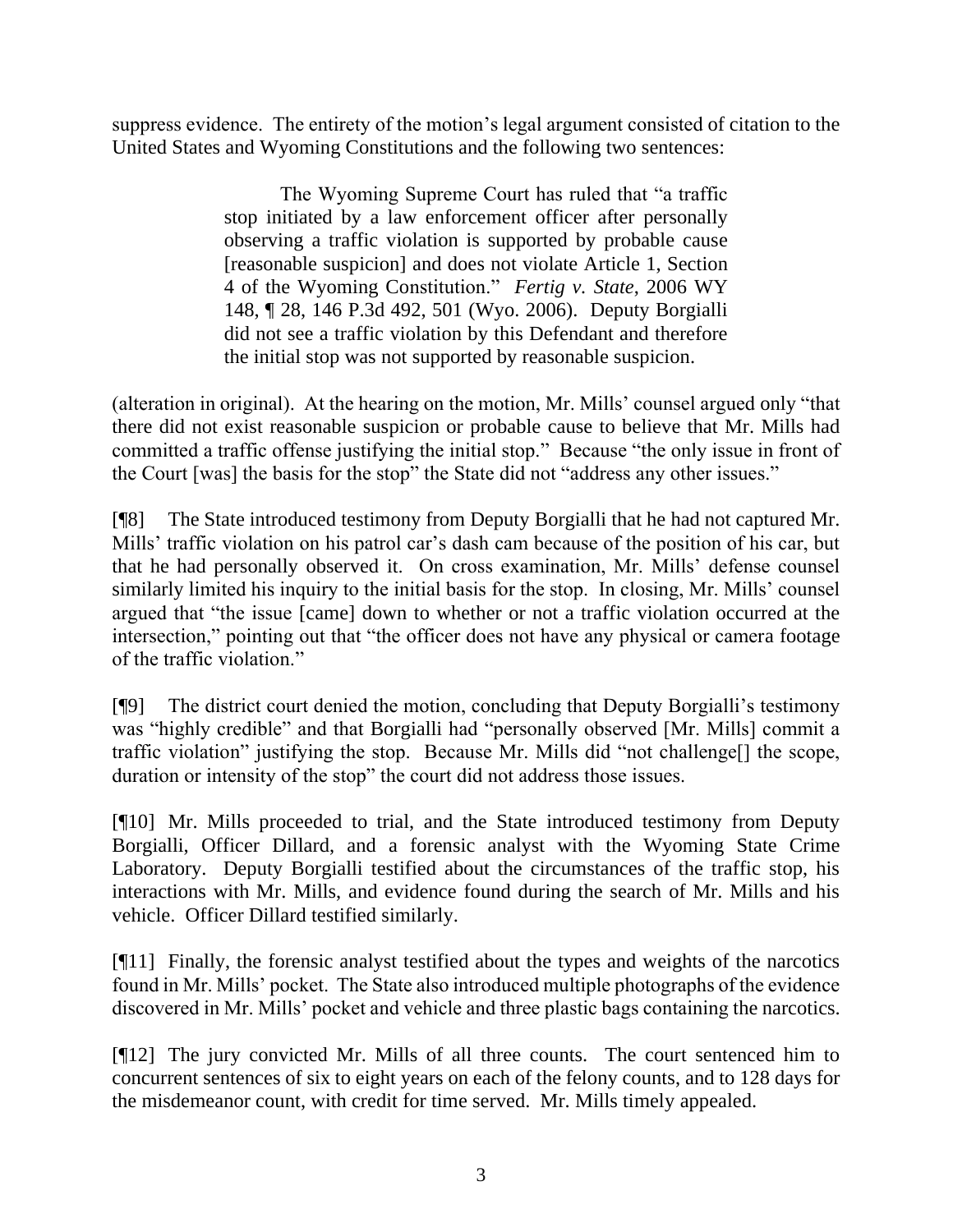suppress evidence. The entirety of the motion's legal argument consisted of citation to the United States and Wyoming Constitutions and the following two sentences:

> The Wyoming Supreme Court has ruled that "a traffic stop initiated by a law enforcement officer after personally observing a traffic violation is supported by probable cause [reasonable suspicion] and does not violate Article 1, Section 4 of the Wyoming Constitution." *Fertig v. State*, 2006 WY 148, ¶ 28, 146 P.3d 492, 501 (Wyo. 2006). Deputy Borgialli did not see a traffic violation by this Defendant and therefore the initial stop was not supported by reasonable suspicion.

(alteration in original). At the hearing on the motion, Mr. Mills' counsel argued only "that there did not exist reasonable suspicion or probable cause to believe that Mr. Mills had committed a traffic offense justifying the initial stop." Because "the only issue in front of the Court [was] the basis for the stop" the State did not "address any other issues."

[¶8] The State introduced testimony from Deputy Borgialli that he had not captured Mr. Mills' traffic violation on his patrol car's dash cam because of the position of his car, but that he had personally observed it. On cross examination, Mr. Mills' defense counsel similarly limited his inquiry to the initial basis for the stop. In closing, Mr. Mills' counsel argued that "the issue [came] down to whether or not a traffic violation occurred at the intersection," pointing out that "the officer does not have any physical or camera footage of the traffic violation."

[¶9] The district court denied the motion, concluding that Deputy Borgialli's testimony was "highly credible" and that Borgialli had "personally observed [Mr. Mills] commit a traffic violation" justifying the stop. Because Mr. Mills did "not challenge[] the scope, duration or intensity of the stop" the court did not address those issues.

[¶10] Mr. Mills proceeded to trial, and the State introduced testimony from Deputy Borgialli, Officer Dillard, and a forensic analyst with the Wyoming State Crime Laboratory. Deputy Borgialli testified about the circumstances of the traffic stop, his interactions with Mr. Mills, and evidence found during the search of Mr. Mills and his vehicle. Officer Dillard testified similarly.

[¶11] Finally, the forensic analyst testified about the types and weights of the narcotics found in Mr. Mills' pocket. The State also introduced multiple photographs of the evidence discovered in Mr. Mills' pocket and vehicle and three plastic bags containing the narcotics.

[¶12] The jury convicted Mr. Mills of all three counts. The court sentenced him to concurrent sentences of six to eight years on each of the felony counts, and to 128 days for the misdemeanor count, with credit for time served. Mr. Mills timely appealed.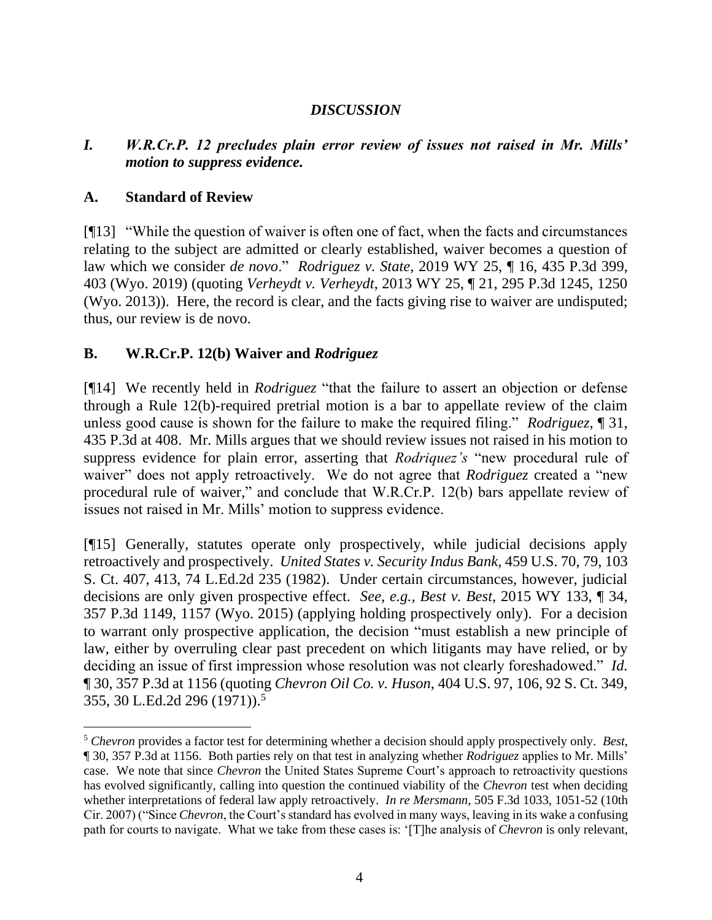## *DISCUSSION*

### *I. W.R.Cr.P. 12 precludes plain error review of issues not raised in Mr. Mills' motion to suppress evidence.*

### A. Standard of Review

[¶13] "While the question of waiver is often one of fact, when the facts and circumstances relating to the subject are admitted or clearly established, waiver becomes a question of law which we consider *de novo*." *Rodriguez v. State*, 2019 WY 25, ¶ 16, 435 P.3d 399, 403 (Wyo. 2019) (quoting *Verheydt v. Verheydt*, 2013 WY 25, ¶ 21, 295 P.3d 1245, 1250 (Wyo. 2013)). Here, the record is clear, and the facts giving rise to waiver are undisputed; thus, our review is de novo.

### B. W.R.Cr.P. 12(b) Waiver and *Rodriguez*

[¶14] We recently held in *Rodriguez* "that the failure to assert an objection or defense through a Rule 12(b)-required pretrial motion is a bar to appellate review of the claim unless good cause is shown for the failure to make the required filing." *Rodriguez*, ¶ 31, 435 P.3d at 408. Mr. Mills argues that we should review issues not raised in his motion to suppress evidence for plain error, asserting that *Rodriquez's* "new procedural rule of waiver" does not apply retroactively. We do not agree that *Rodriguez* created a "new procedural rule of waiver," and conclude that W.R.Cr.P. 12(b) bars appellate review of issues not raised in Mr. Mills' motion to suppress evidence.

[¶15] Generally, statutes operate only prospectively, while judicial decisions apply retroactively and prospectively. *United States v. Security Indus Bank*, 459 U.S. 70, 79, 103 S. Ct. 407, 413, 74 L.Ed.2d 235 (1982). Under certain circumstances, however, judicial decisions are only given prospective effect. *See, e.g., Best v. Best*, 2015 WY 133, ¶ 34, 357 P.3d 1149, 1157 (Wyo. 2015) (applying holding prospectively only). For a decision to warrant only prospective application, the decision "must establish a new principle of law, either by overruling clear past precedent on which litigants may have relied, or by deciding an issue of first impression whose resolution was not clearly foreshadowed." *Id.* ¶ 30, 357 P.3d at 1156 (quoting *Chevron Oil Co. v. Huson*, 404 U.S. 97, 106, 92 S. Ct. 349, 355, 30 L.Ed.2d 296 (1971)).[5]

---

[5] *Chevron* provides a factor test for determining whether a decision should apply prospectively only. *Best*, ¶ 30, 357 P.3d at 1156. Both parties rely on that test in analyzing whether *Rodriguez* applies to Mr. Mills' case. We note that since *Chevron* the United States Supreme Court's approach to retroactivity questions has evolved significantly, calling into question the continued viability of the *Chevron* test when deciding whether interpretations of federal law apply retroactively. *In re Mersmann*, 505 F.3d 1033, 1051-52 (10th Cir. 2007) ("Since *Chevron*, the Court's standard has evolved in many ways, leaving in its wake a confusing path for courts to navigate. What we take from these cases is: '[T]he analysis of *Chevron* is only relevant,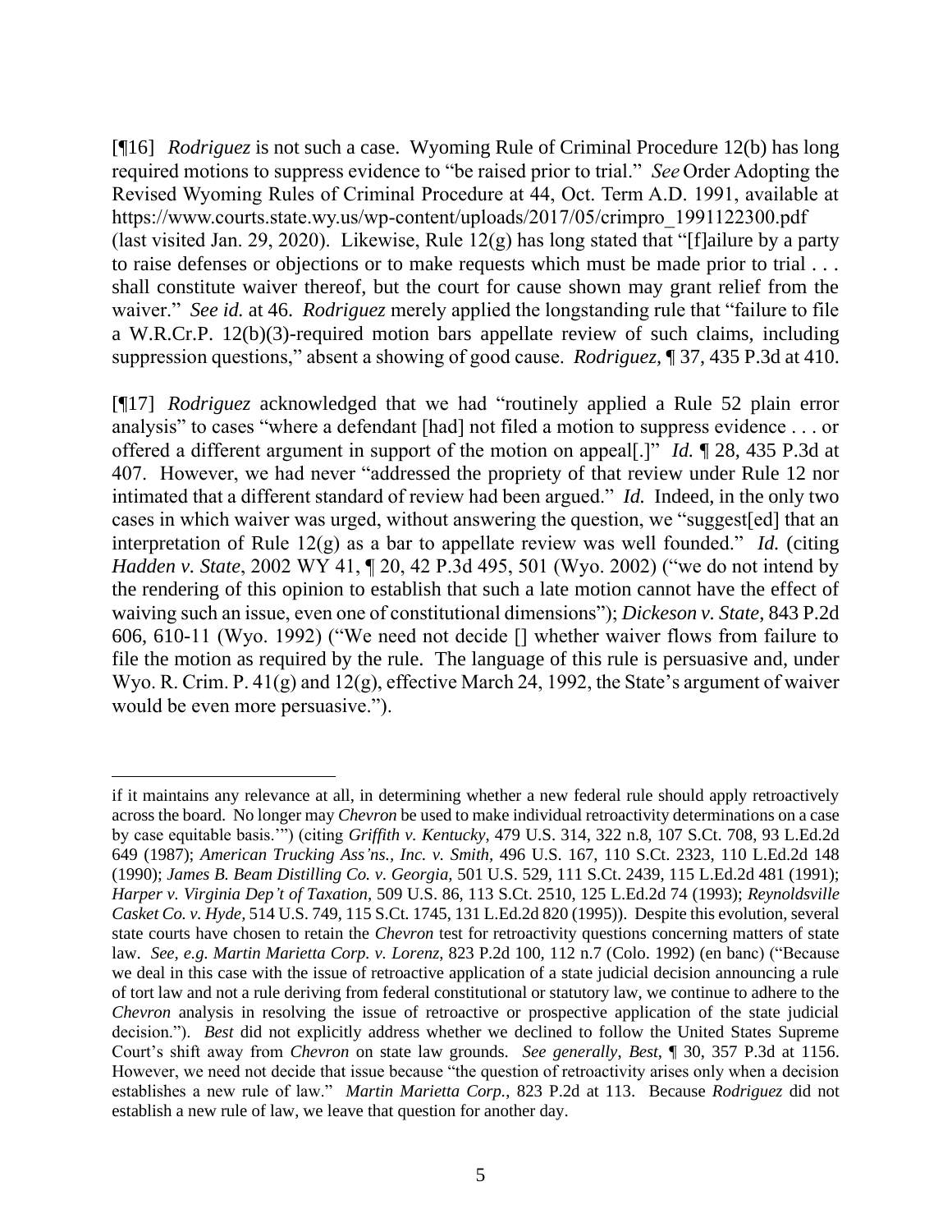[¶16] *Rodriguez* is not such a case. Wyoming Rule of Criminal Procedure 12(b) has long required motions to suppress evidence to "be raised prior to trial." *See* Order Adopting the Revised Wyoming Rules of Criminal Procedure at 44, Oct. Term A.D. 1991, available at https://www.courts.state.wy.us/wp-content/uploads/2017/05/crimpro_1991122300.pdf (last visited Jan. 29, 2020). Likewise, Rule 12(g) has long stated that "[f]ailure by a party to raise defenses or objections or to make requests which must be made prior to trial . . . shall constitute waiver thereof, but the court for cause shown may grant relief from the waiver." *See id.* at 46. *Rodriguez* merely applied the longstanding rule that "failure to file a W.R.Cr.P. 12(b)(3)-required motion bars appellate review of such claims, including suppression questions," absent a showing of good cause. *Rodriguez*, ¶ 37, 435 P.3d at 410.

[¶17] *Rodriguez* acknowledged that we had "routinely applied a Rule 52 plain error analysis" to cases "where a defendant [had] not filed a motion to suppress evidence . . . or offered a different argument in support of the motion on appeal[.]" *Id.* ¶ 28, 435 P.3d at 407. However, we had never "addressed the propriety of that review under Rule 12 nor intimated that a different standard of review had been argued." *Id.* Indeed, in the only two cases in which waiver was urged, without answering the question, we "suggest[ed] that an interpretation of Rule 12(g) as a bar to appellate review was well founded." *Id.* (citing *Hadden v. State*, 2002 WY 41, ¶ 20, 42 P.3d 495, 501 (Wyo. 2002) ("we do not intend by the rendering of this opinion to establish that such a late motion cannot have the effect of waiving such an issue, even one of constitutional dimensions"); *Dickeson v. State*, 843 P.2d 606, 610-11 (Wyo. 1992) ("We need not decide [] whether waiver flows from failure to file the motion as required by the rule. The language of this rule is persuasive and, under Wyo. R. Crim. P. 41(g) and 12(g), effective March 24, 1992, the State's argument of waiver would be even more persuasive.").

---

if it maintains any relevance at all, in determining whether a new federal rule should apply retroactively across the board. No longer may *Chevron* be used to make individual retroactivity determinations on a case by case equitable basis.'") (citing *Griffith v. Kentucky*, 479 U.S. 314, 322 n.8, 107 S.Ct. 708, 93 L.Ed.2d 649 (1987); *American Trucking Ass'ns., Inc. v. Smith*, 496 U.S. 167, 110 S.Ct. 2323, 110 L.Ed.2d 148 (1990); *James B. Beam Distilling Co. v. Georgia*, 501 U.S. 529, 111 S.Ct. 2439, 115 L.Ed.2d 481 (1991); *Harper v. Virginia Dep't of Taxation*, 509 U.S. 86, 113 S.Ct. 2510, 125 L.Ed.2d 74 (1993); *Reynoldsville Casket Co. v. Hyde*, 514 U.S. 749, 115 S.Ct. 1745, 131 L.Ed.2d 820 (1995)). Despite this evolution, several state courts have chosen to retain the *Chevron* test for retroactivity questions concerning matters of state law. *See, e.g. Martin Marietta Corp. v. Lorenz*, 823 P.2d 100, 112 n.7 (Colo. 1992) (en banc) ("Because we deal in this case with the issue of retroactive application of a state judicial decision announcing a rule of tort law and not a rule deriving from federal constitutional or statutory law, we continue to adhere to the *Chevron* analysis in resolving the issue of retroactive or prospective application of the state judicial decision."). *Best* did not explicitly address whether we declined to follow the United States Supreme Court's shift away from *Chevron* on state law grounds. *See generally, Best*, ¶ 30, 357 P.3d at 1156. However, we need not decide that issue because "the question of retroactivity arises only when a decision establishes a new rule of law." *Martin Marietta Corp.*, 823 P.2d at 113. Because *Rodriguez* did not establish a new rule of law, we leave that question for another day.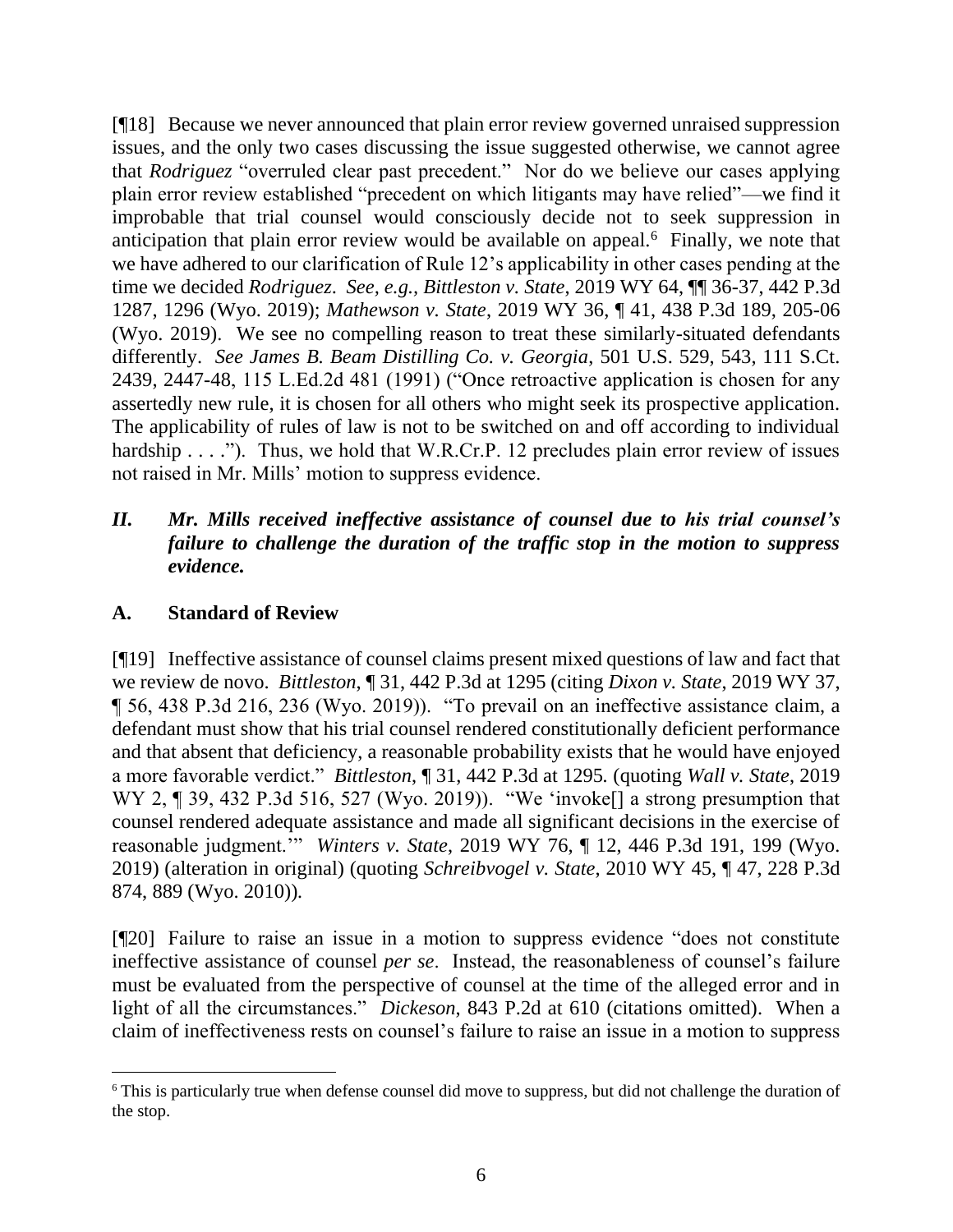[¶18] Because we never announced that plain error review governed unraised suppression issues, and the only two cases discussing the issue suggested otherwise, we cannot agree that *Rodriguez* "overruled clear past precedent." Nor do we believe our cases applying plain error review established "precedent on which litigants may have relied"—we find it improbable that trial counsel would consciously decide not to seek suppression in anticipation that plain error review would be available on appeal.[6] Finally, we note that we have adhered to our clarification of Rule 12's applicability in other cases pending at the time we decided *Rodriguez*. *See, e.g.*, *Bittleston v. State*, 2019 WY 64, ¶¶ 36-37, 442 P.3d 1287, 1296 (Wyo. 2019); *Mathewson v. State*, 2019 WY 36, ¶ 41, 438 P.3d 189, 205-06 (Wyo. 2019). We see no compelling reason to treat these similarly-situated defendants differently. *See James B. Beam Distilling Co. v. Georgia*, 501 U.S. 529, 543, 111 S.Ct. 2439, 2447-48, 115 L.Ed.2d 481 (1991) ("Once retroactive application is chosen for any assertedly new rule, it is chosen for all others who might seek its prospective application. The applicability of rules of law is not to be switched on and off according to individual hardship . . . ."). Thus, we hold that W.R.Cr.P. 12 precludes plain error review of issues not raised in Mr. Mills' motion to suppress evidence.

## *II. Mr. Mills received ineffective assistance of counsel due to his trial counsel's failure to challenge the duration of the traffic stop in the motion to suppress evidence.*

### A. Standard of Review

[¶19] Ineffective assistance of counsel claims present mixed questions of law and fact that we review de novo. *Bittleston*, ¶ 31, 442 P.3d at 1295 (citing *Dixon v. State*, 2019 WY 37, ¶ 56, 438 P.3d 216, 236 (Wyo. 2019)). "To prevail on an ineffective assistance claim, a defendant must show that his trial counsel rendered constitutionally deficient performance and that absent that deficiency, a reasonable probability exists that he would have enjoyed a more favorable verdict." *Bittleston*, ¶ 31, 442 P.3d at 1295. (quoting *Wall v. State*, 2019 WY 2, ¶ 39, 432 P.3d 516, 527 (Wyo. 2019)). "We 'invoke[] a strong presumption that counsel rendered adequate assistance and made all significant decisions in the exercise of reasonable judgment.'" *Winters v. State*, 2019 WY 76, ¶ 12, 446 P.3d 191, 199 (Wyo. 2019) (alteration in original) (quoting *Schreibvogel v. State*, 2010 WY 45, ¶ 47, 228 P.3d 874, 889 (Wyo. 2010)).

[¶20] Failure to raise an issue in a motion to suppress evidence "does not constitute ineffective assistance of counsel *per se*. Instead, the reasonableness of counsel's failure must be evaluated from the perspective of counsel at the time of the alleged error and in light of all the circumstances." *Dickeson*, 843 P.2d at 610 (citations omitted). When a claim of ineffectiveness rests on counsel's failure to raise an issue in a motion to suppress

---

[6] This is particularly true when defense counsel did move to suppress, but did not challenge the duration of the stop.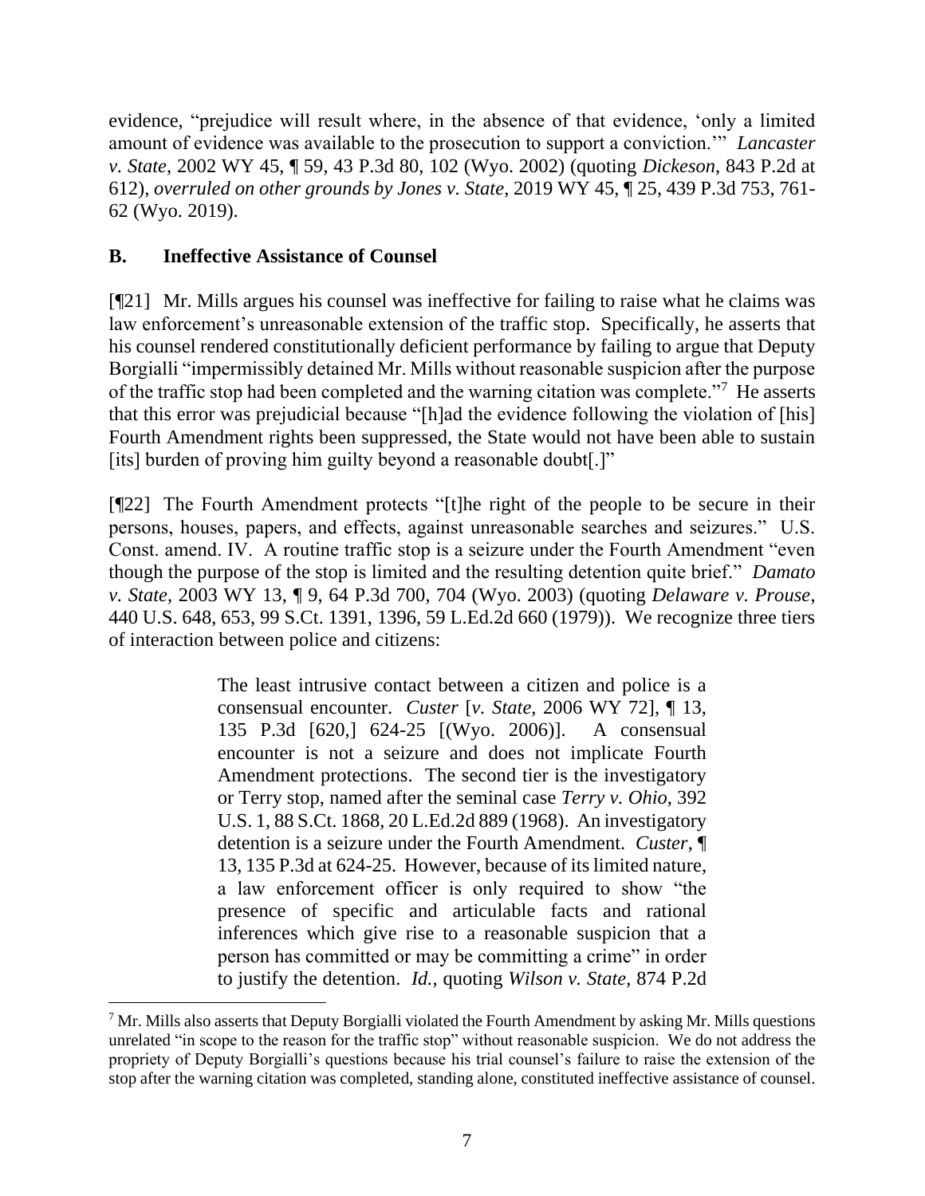evidence, "prejudice will result where, in the absence of that evidence, 'only a limited amount of evidence was available to the prosecution to support a conviction.'" *Lancaster v. State*, 2002 WY 45, ¶ 59, 43 P.3d 80, 102 (Wyo. 2002) (quoting *Dickeson*, 843 P.2d at 612), *overruled on other grounds by Jones v. State*, 2019 WY 45, ¶ 25, 439 P.3d 753, 761-62 (Wyo. 2019).

## B. Ineffective Assistance of Counsel

[¶21] Mr. Mills argues his counsel was ineffective for failing to raise what he claims was law enforcement's unreasonable extension of the traffic stop. Specifically, he asserts that his counsel rendered constitutionally deficient performance by failing to argue that Deputy Borgialli "impermissibly detained Mr. Mills without reasonable suspicion after the purpose of the traffic stop had been completed and the warning citation was complete."[7] He asserts that this error was prejudicial because "[h]ad the evidence following the violation of [his] Fourth Amendment rights been suppressed, the State would not have been able to sustain [its] burden of proving him guilty beyond a reasonable doubt[.]"

[¶22] The Fourth Amendment protects "[t]he right of the people to be secure in their persons, houses, papers, and effects, against unreasonable searches and seizures." U.S. Const. amend. IV. A routine traffic stop is a seizure under the Fourth Amendment "even though the purpose of the stop is limited and the resulting detention quite brief." *Damato v. State*, 2003 WY 13, ¶ 9, 64 P.3d 700, 704 (Wyo. 2003) (quoting *Delaware v. Prouse*, 440 U.S. 648, 653, 99 S.Ct. 1391, 1396, 59 L.Ed.2d 660 (1979)). We recognize three tiers of interaction between police and citizens:

> The least intrusive contact between a citizen and police is a consensual encounter. *Custer* [*v. State*, 2006 WY 72], ¶ 13, 135 P.3d [620,] 624-25 [(Wyo. 2006)]. A consensual encounter is not a seizure and does not implicate Fourth Amendment protections. The second tier is the investigatory or Terry stop, named after the seminal case *Terry v. Ohio*, 392 U.S. 1, 88 S.Ct. 1868, 20 L.Ed.2d 889 (1968). An investigatory detention is a seizure under the Fourth Amendment. *Custer*, ¶ 13, 135 P.3d at 624-25. However, because of its limited nature, a law enforcement officer is only required to show "the presence of specific and articulable facts and rational inferences which give rise to a reasonable suspicion that a person has committed or may be committing a crime" in order to justify the detention. *Id.*, quoting *Wilson v. State*, 874 P.2d

---

[7] Mr. Mills also asserts that Deputy Borgialli violated the Fourth Amendment by asking Mr. Mills questions unrelated "in scope to the reason for the traffic stop" without reasonable suspicion. We do not address the propriety of Deputy Borgialli's questions because his trial counsel's failure to raise the extension of the stop after the warning citation was completed, standing alone, constituted ineffective assistance of counsel.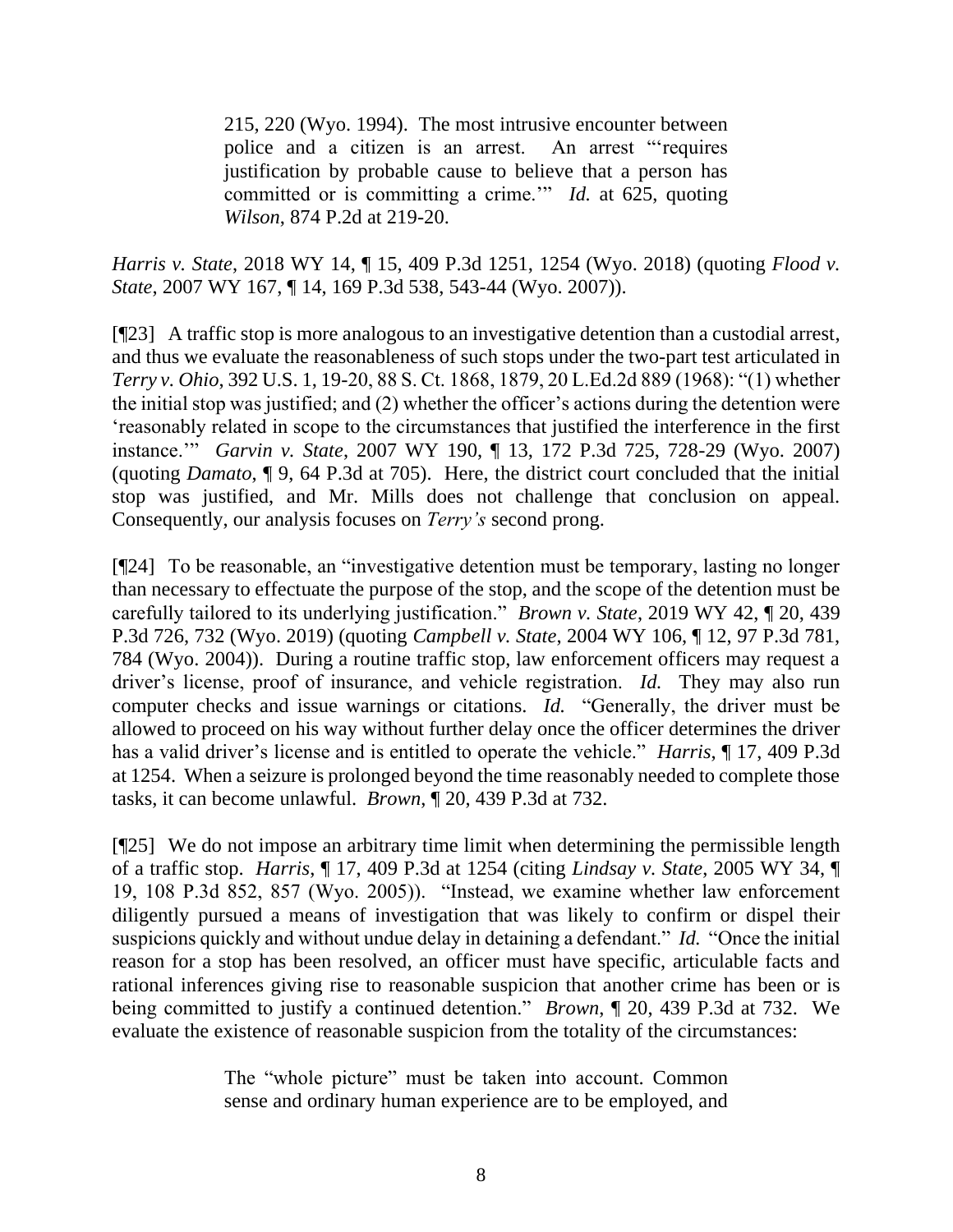> 215, 220 (Wyo. 1994). The most intrusive encounter between police and a citizen is an arrest. An arrest "'requires justification by probable cause to believe that a person has committed or is committing a crime.'" *Id.* at 625, quoting *Wilson*, 874 P.2d at 219-20.

*Harris v. State*, 2018 WY 14, ¶ 15, 409 P.3d 1251, 1254 (Wyo. 2018) (quoting *Flood v. State*, 2007 WY 167, ¶ 14, 169 P.3d 538, 543-44 (Wyo. 2007)).

[¶23] A traffic stop is more analogous to an investigative detention than a custodial arrest, and thus we evaluate the reasonableness of such stops under the two-part test articulated in *Terry v. Ohio*, 392 U.S. 1, 19-20, 88 S. Ct. 1868, 1879, 20 L.Ed.2d 889 (1968): "(1) whether the initial stop was justified; and (2) whether the officer's actions during the detention were 'reasonably related in scope to the circumstances that justified the interference in the first instance.'" *Garvin v. State*, 2007 WY 190, ¶ 13, 172 P.3d 725, 728-29 (Wyo. 2007) (quoting *Damato*, ¶ 9, 64 P.3d at 705). Here, the district court concluded that the initial stop was justified, and Mr. Mills does not challenge that conclusion on appeal. Consequently, our analysis focuses on *Terry's* second prong.

[¶24] To be reasonable, an "investigative detention must be temporary, lasting no longer than necessary to effectuate the purpose of the stop, and the scope of the detention must be carefully tailored to its underlying justification." *Brown v. State*, 2019 WY 42, ¶ 20, 439 P.3d 726, 732 (Wyo. 2019) (quoting *Campbell v. State*, 2004 WY 106, ¶ 12, 97 P.3d 781, 784 (Wyo. 2004)). During a routine traffic stop, law enforcement officers may request a driver's license, proof of insurance, and vehicle registration. *Id.* They may also run computer checks and issue warnings or citations. *Id.* "Generally, the driver must be allowed to proceed on his way without further delay once the officer determines the driver has a valid driver's license and is entitled to operate the vehicle." *Harris*, ¶ 17, 409 P.3d at 1254. When a seizure is prolonged beyond the time reasonably needed to complete those tasks, it can become unlawful. *Brown*, ¶ 20, 439 P.3d at 732.

[¶25] We do not impose an arbitrary time limit when determining the permissible length of a traffic stop. *Harris*, ¶ 17, 409 P.3d at 1254 (citing *Lindsay v. State*, 2005 WY 34, ¶ 19, 108 P.3d 852, 857 (Wyo. 2005)). "Instead, we examine whether law enforcement diligently pursued a means of investigation that was likely to confirm or dispel their suspicions quickly and without undue delay in detaining a defendant." *Id.* "Once the initial reason for a stop has been resolved, an officer must have specific, articulable facts and rational inferences giving rise to reasonable suspicion that another crime has been or is being committed to justify a continued detention." *Brown*, ¶ 20, 439 P.3d at 732. We evaluate the existence of reasonable suspicion from the totality of the circumstances:

> The "whole picture" must be taken into account. Common sense and ordinary human experience are to be employed, and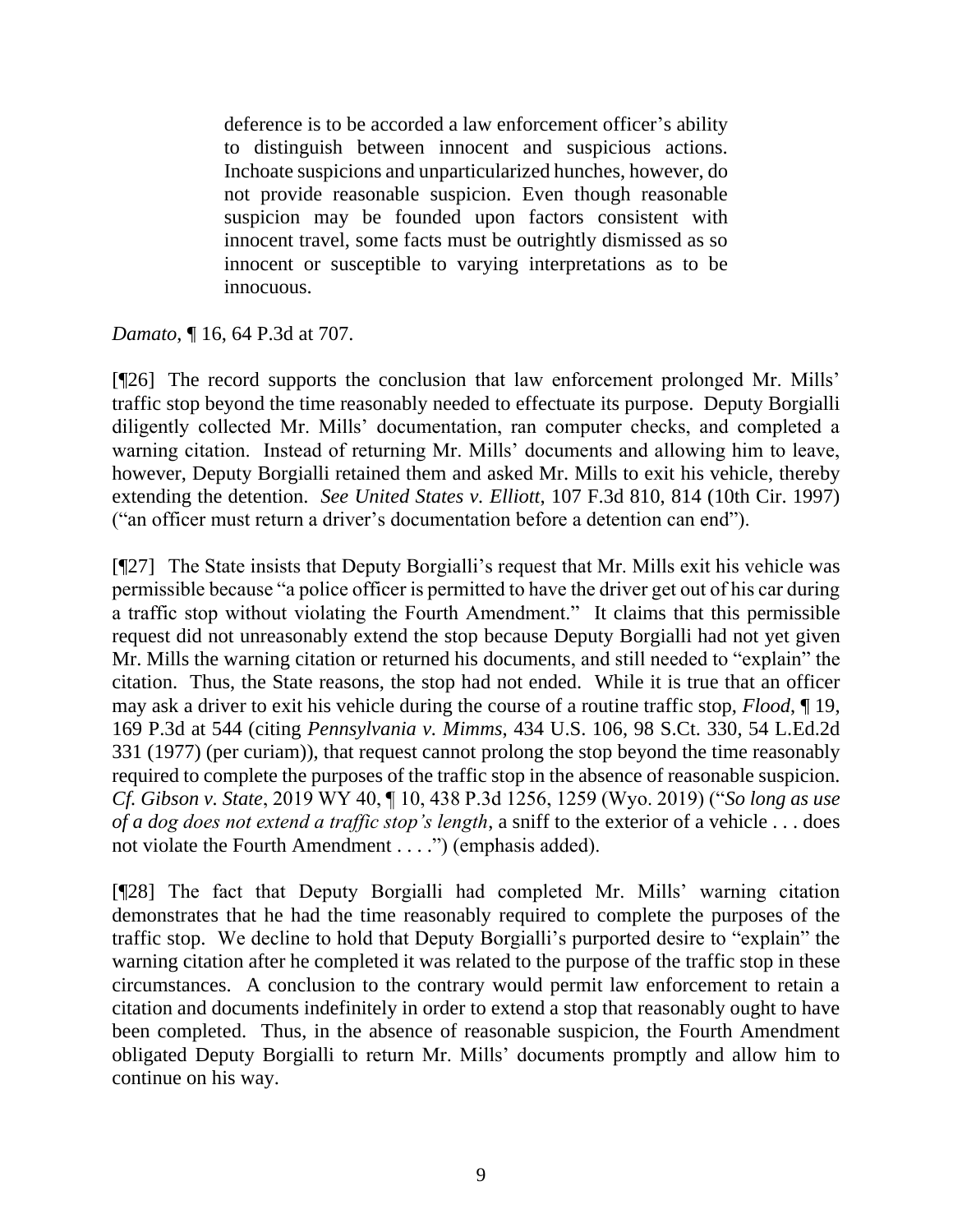> deference is to be accorded a law enforcement officer's ability to distinguish between innocent and suspicious actions. Inchoate suspicions and unparticularized hunches, however, do not provide reasonable suspicion. Even though reasonable suspicion may be founded upon factors consistent with innocent travel, some facts must be outrightly dismissed as so innocent or susceptible to varying interpretations as to be innocuous.

*Damato*, ¶ 16, 64 P.3d at 707.

[¶26] The record supports the conclusion that law enforcement prolonged Mr. Mills' traffic stop beyond the time reasonably needed to effectuate its purpose. Deputy Borgialli diligently collected Mr. Mills' documentation, ran computer checks, and completed a warning citation. Instead of returning Mr. Mills' documents and allowing him to leave, however, Deputy Borgialli retained them and asked Mr. Mills to exit his vehicle, thereby extending the detention. *See United States v. Elliott*, 107 F.3d 810, 814 (10th Cir. 1997) ("an officer must return a driver's documentation before a detention can end").

[¶27] The State insists that Deputy Borgialli's request that Mr. Mills exit his vehicle was permissible because "a police officer is permitted to have the driver get out of his car during a traffic stop without violating the Fourth Amendment." It claims that this permissible request did not unreasonably extend the stop because Deputy Borgialli had not yet given Mr. Mills the warning citation or returned his documents, and still needed to "explain" the citation. Thus, the State reasons, the stop had not ended. While it is true that an officer may ask a driver to exit his vehicle during the course of a routine traffic stop, *Flood*, ¶ 19, 169 P.3d at 544 (citing *Pennsylvania v. Mimms*, 434 U.S. 106, 98 S.Ct. 330, 54 L.Ed.2d 331 (1977) (per curiam)), that request cannot prolong the stop beyond the time reasonably required to complete the purposes of the traffic stop in the absence of reasonable suspicion. *Cf. Gibson v. State*, 2019 WY 40, ¶ 10, 438 P.3d 1256, 1259 (Wyo. 2019) ("*So long as use of a dog does not extend a traffic stop's length*, a sniff to the exterior of a vehicle . . . does not violate the Fourth Amendment . . . .") (emphasis added).

[¶28] The fact that Deputy Borgialli had completed Mr. Mills' warning citation demonstrates that he had the time reasonably required to complete the purposes of the traffic stop. We decline to hold that Deputy Borgialli's purported desire to "explain" the warning citation after he completed it was related to the purpose of the traffic stop in these circumstances. A conclusion to the contrary would permit law enforcement to retain a citation and documents indefinitely in order to extend a stop that reasonably ought to have been completed. Thus, in the absence of reasonable suspicion, the Fourth Amendment obligated Deputy Borgialli to return Mr. Mills' documents promptly and allow him to continue on his way.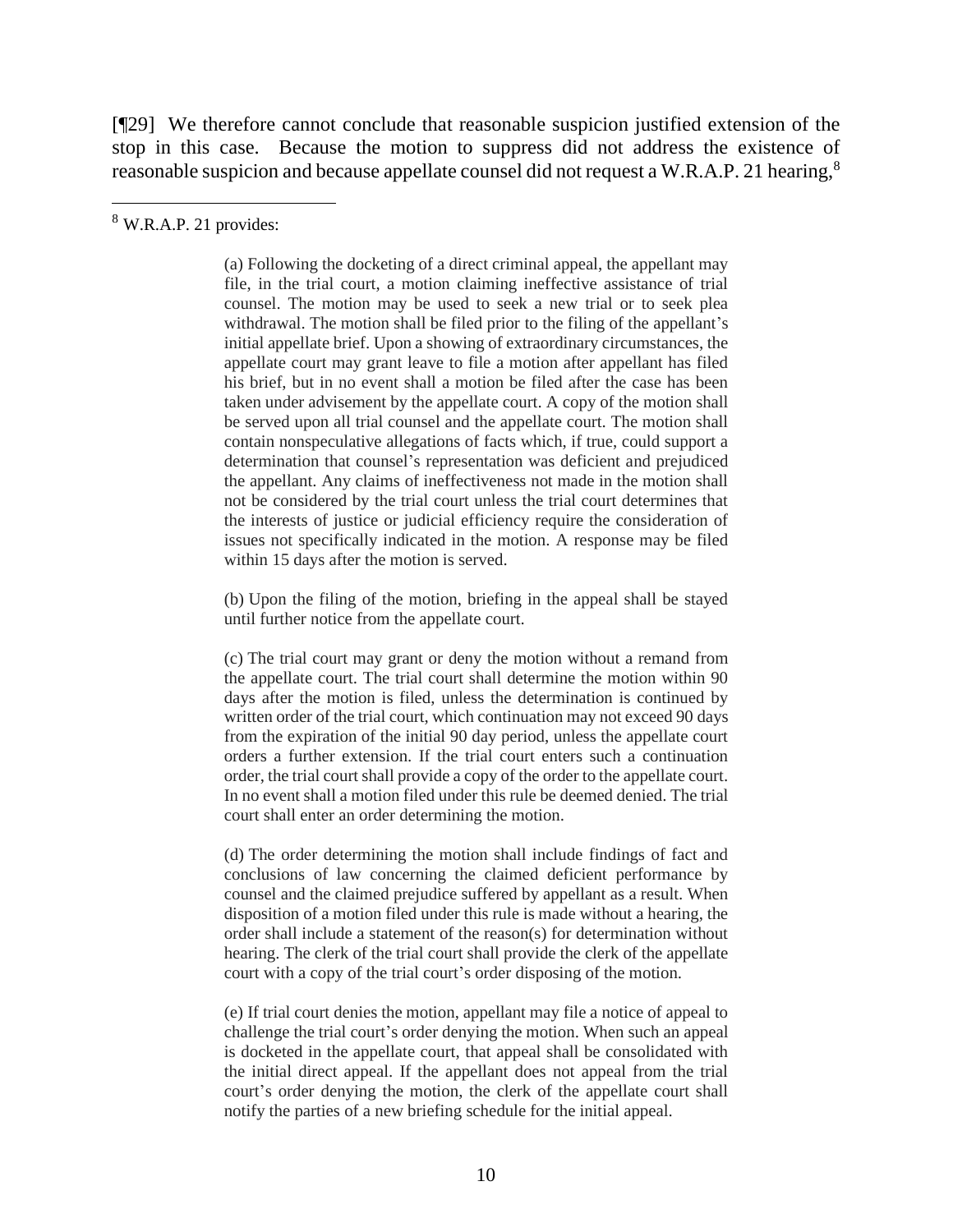[¶29] We therefore cannot conclude that reasonable suspicion justified extension of the stop in this case. Because the motion to suppress did not address the existence of reasonable suspicion and because appellate counsel did not request a W.R.A.P. 21 hearing,[8]

---

[8] W.R.A.P. 21 provides:

> (a) Following the docketing of a direct criminal appeal, the appellant may file, in the trial court, a motion claiming ineffective assistance of trial counsel. The motion may be used to seek a new trial or to seek plea withdrawal. The motion shall be filed prior to the filing of the appellant's initial appellate brief. Upon a showing of extraordinary circumstances, the appellate court may grant leave to file a motion after appellant has filed his brief, but in no event shall a motion be filed after the case has been taken under advisement by the appellate court. A copy of the motion shall be served upon all trial counsel and the appellate court. The motion shall contain nonspeculative allegations of facts which, if true, could support a determination that counsel's representation was deficient and prejudiced the appellant. Any claims of ineffectiveness not made in the motion shall not be considered by the trial court unless the trial court determines that the interests of justice or judicial efficiency require the consideration of issues not specifically indicated in the motion. A response may be filed within 15 days after the motion is served.
>
> (b) Upon the filing of the motion, briefing in the appeal shall be stayed until further notice from the appellate court.
>
> (c) The trial court may grant or deny the motion without a remand from the appellate court. The trial court shall determine the motion within 90 days after the motion is filed, unless the determination is continued by written order of the trial court, which continuation may not exceed 90 days from the expiration of the initial 90 day period, unless the appellate court orders a further extension. If the trial court enters such a continuation order, the trial court shall provide a copy of the order to the appellate court. In no event shall a motion filed under this rule be deemed denied. The trial court shall enter an order determining the motion.
>
> (d) The order determining the motion shall include findings of fact and conclusions of law concerning the claimed deficient performance by counsel and the claimed prejudice suffered by appellant as a result. When disposition of a motion filed under this rule is made without a hearing, the order shall include a statement of the reason(s) for determination without hearing. The clerk of the trial court shall provide the clerk of the appellate court with a copy of the trial court's order disposing of the motion.
>
> (e) If trial court denies the motion, appellant may file a notice of appeal to challenge the trial court's order denying the motion. When such an appeal is docketed in the appellate court, that appeal shall be consolidated with the initial direct appeal. If the appellant does not appeal from the trial court's order denying the motion, the clerk of the appellate court shall notify the parties of a new briefing schedule for the initial appeal.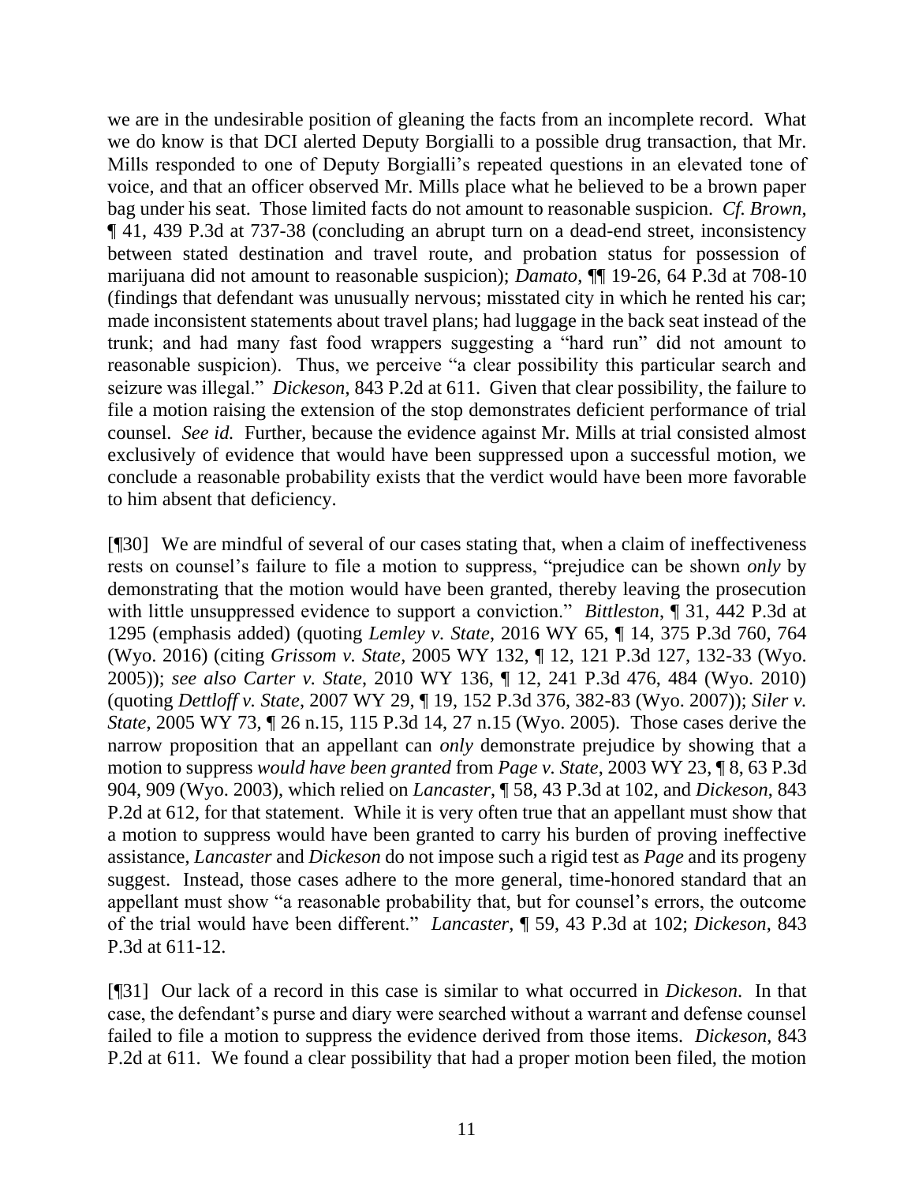we are in the undesirable position of gleaning the facts from an incomplete record. What we do know is that DCI alerted Deputy Borgialli to a possible drug transaction, that Mr. Mills responded to one of Deputy Borgialli's repeated questions in an elevated tone of voice, and that an officer observed Mr. Mills place what he believed to be a brown paper bag under his seat. Those limited facts do not amount to reasonable suspicion. *Cf. Brown*, ¶ 41, 439 P.3d at 737-38 (concluding an abrupt turn on a dead-end street, inconsistency between stated destination and travel route, and probation status for possession of marijuana did not amount to reasonable suspicion); *Damato*, ¶¶ 19-26, 64 P.3d at 708-10 (findings that defendant was unusually nervous; misstated city in which he rented his car; made inconsistent statements about travel plans; had luggage in the back seat instead of the trunk; and had many fast food wrappers suggesting a "hard run" did not amount to reasonable suspicion). Thus, we perceive "a clear possibility this particular search and seizure was illegal." *Dickeson*, 843 P.2d at 611. Given that clear possibility, the failure to file a motion raising the extension of the stop demonstrates deficient performance of trial counsel. *See id.* Further, because the evidence against Mr. Mills at trial consisted almost exclusively of evidence that would have been suppressed upon a successful motion, we conclude a reasonable probability exists that the verdict would have been more favorable to him absent that deficiency.

[¶30] We are mindful of several of our cases stating that, when a claim of ineffectiveness rests on counsel's failure to file a motion to suppress, "prejudice can be shown *only* by demonstrating that the motion would have been granted, thereby leaving the prosecution with little unsuppressed evidence to support a conviction." *Bittleston*, ¶ 31, 442 P.3d at 1295 (emphasis added) (quoting *Lemley v. State*, 2016 WY 65, ¶ 14, 375 P.3d 760, 764 (Wyo. 2016) (citing *Grissom v. State*, 2005 WY 132, ¶ 12, 121 P.3d 127, 132-33 (Wyo. 2005)); *see also Carter v. State*, 2010 WY 136, ¶ 12, 241 P.3d 476, 484 (Wyo. 2010) (quoting *Dettloff v. State*, 2007 WY 29, ¶ 19, 152 P.3d 376, 382-83 (Wyo. 2007)); *Siler v. State*, 2005 WY 73, ¶ 26 n.15, 115 P.3d 14, 27 n.15 (Wyo. 2005). Those cases derive the narrow proposition that an appellant can *only* demonstrate prejudice by showing that a motion to suppress *would have been granted* from *Page v. State*, 2003 WY 23, ¶ 8, 63 P.3d 904, 909 (Wyo. 2003), which relied on *Lancaster*, ¶ 58, 43 P.3d at 102, and *Dickeson*, 843 P.2d at 612, for that statement. While it is very often true that an appellant must show that a motion to suppress would have been granted to carry his burden of proving ineffective assistance, *Lancaster* and *Dickeson* do not impose such a rigid test as *Page* and its progeny suggest. Instead, those cases adhere to the more general, time-honored standard that an appellant must show "a reasonable probability that, but for counsel's errors, the outcome of the trial would have been different." *Lancaster*, ¶ 59, 43 P.3d at 102; *Dickeson*, 843 P.3d at 611-12.

[¶31] Our lack of a record in this case is similar to what occurred in *Dickeson*. In that case, the defendant's purse and diary were searched without a warrant and defense counsel failed to file a motion to suppress the evidence derived from those items. *Dickeson*, 843 P.2d at 611. We found a clear possibility that had a proper motion been filed, the motion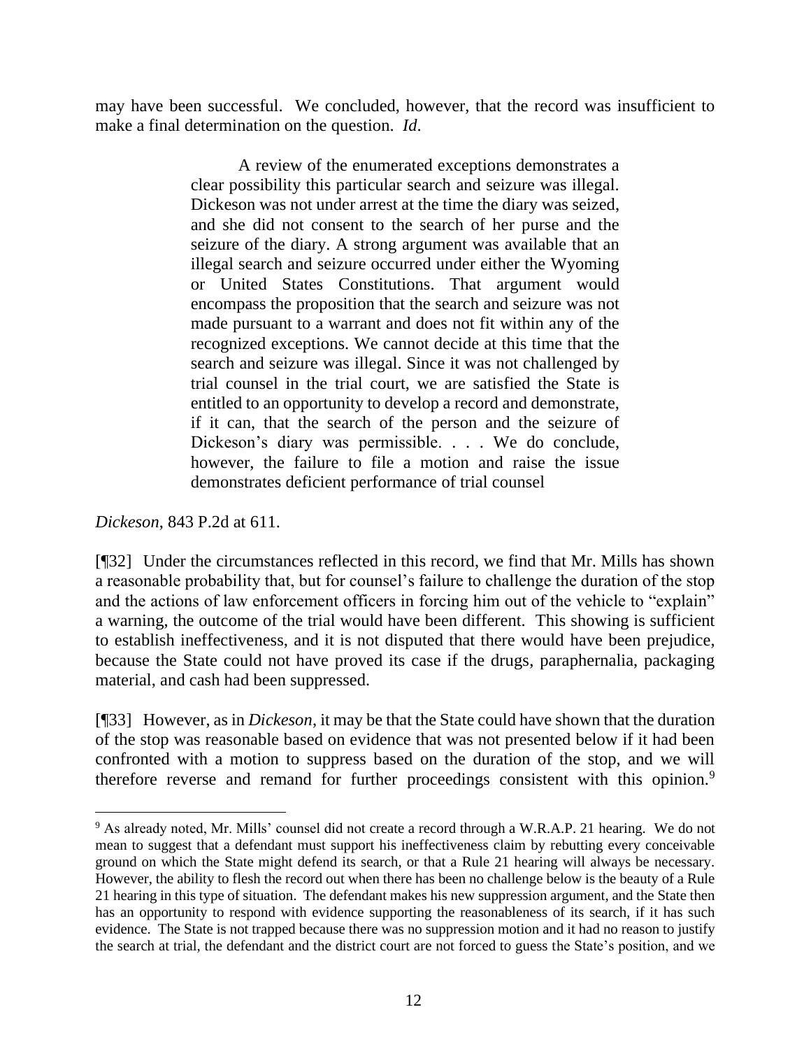may have been successful. We concluded, however, that the record was insufficient to make a final determination on the question. *Id.*

> A review of the enumerated exceptions demonstrates a clear possibility this particular search and seizure was illegal. Dickeson was not under arrest at the time the diary was seized, and she did not consent to the search of her purse and the seizure of the diary. A strong argument was available that an illegal search and seizure occurred under either the Wyoming or United States Constitutions. That argument would encompass the proposition that the search and seizure was not made pursuant to a warrant and does not fit within any of the recognized exceptions. We cannot decide at this time that the search and seizure was illegal. Since it was not challenged by trial counsel in the trial court, we are satisfied the State is entitled to an opportunity to develop a record and demonstrate, if it can, that the search of the person and the seizure of Dickeson's diary was permissible. . . . We do conclude, however, the failure to file a motion and raise the issue demonstrates deficient performance of trial counsel

*Dickeson*, 843 P.2d at 611.

[¶32] Under the circumstances reflected in this record, we find that Mr. Mills has shown a reasonable probability that, but for counsel's failure to challenge the duration of the stop and the actions of law enforcement officers in forcing him out of the vehicle to "explain" a warning, the outcome of the trial would have been different. This showing is sufficient to establish ineffectiveness, and it is not disputed that there would have been prejudice, because the State could not have proved its case if the drugs, paraphernalia, packaging material, and cash had been suppressed.

[¶33] However, as in *Dickeson*, it may be that the State could have shown that the duration of the stop was reasonable based on evidence that was not presented below if it had been confronted with a motion to suppress based on the duration of the stop, and we will therefore reverse and remand for further proceedings consistent with this opinion.[9]

[9] As already noted, Mr. Mills' counsel did not create a record through a W.R.A.P. 21 hearing. We do not mean to suggest that a defendant must support his ineffectiveness claim by rebutting every conceivable ground on which the State might defend its search, or that a Rule 21 hearing will always be necessary. However, the ability to flesh the record out when there has been no challenge below is the beauty of a Rule 21 hearing in this type of situation. The defendant makes his new suppression argument, and the State then has an opportunity to respond with evidence supporting the reasonableness of its search, if it has such evidence. The State is not trapped because there was no suppression motion and it had no reason to justify the search at trial, the defendant and the district court are not forced to guess the State's position, and we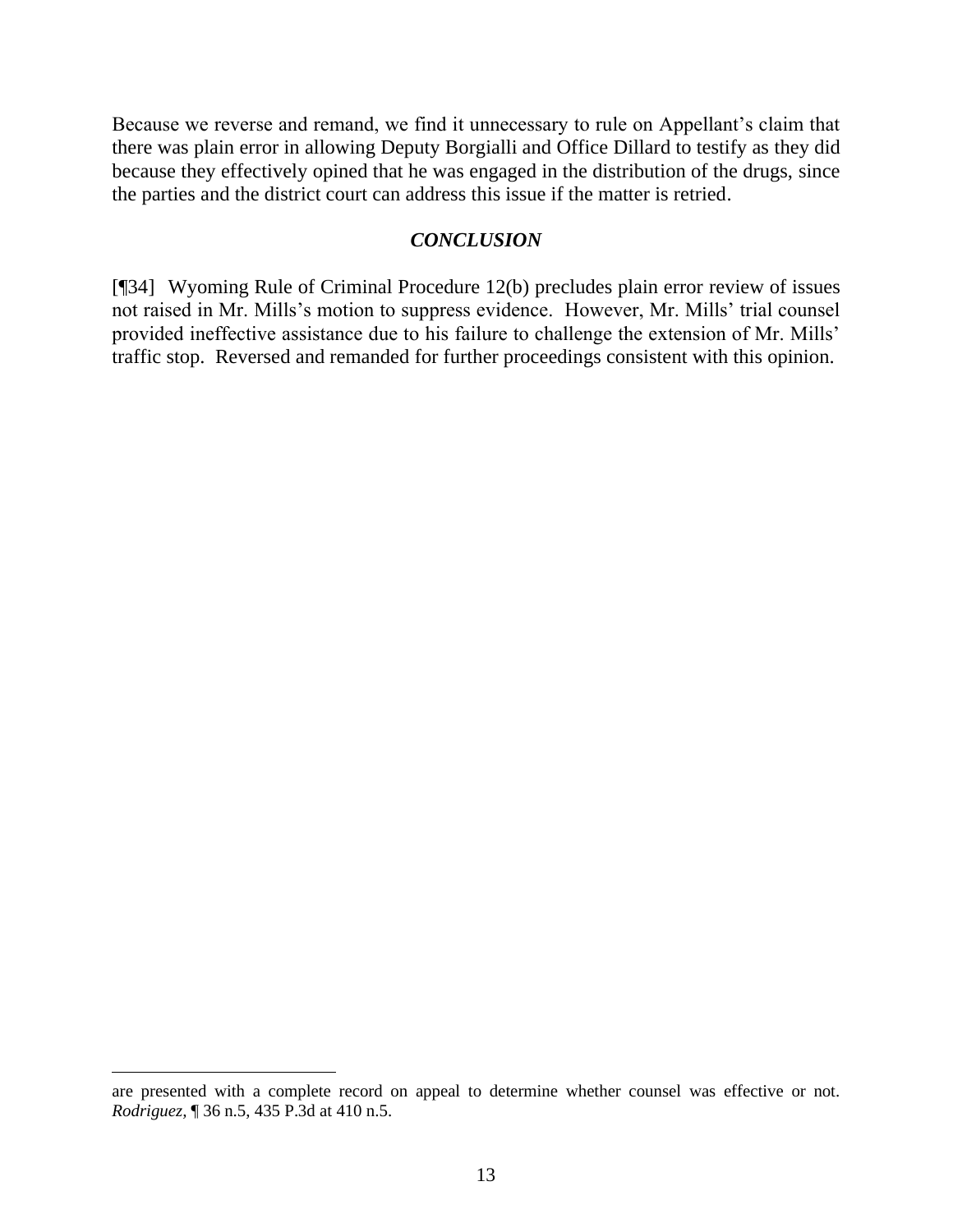Because we reverse and remand, we find it unnecessary to rule on Appellant's claim that there was plain error in allowing Deputy Borgialli and Office Dillard to testify as they did because they effectively opined that he was engaged in the distribution of the drugs, since the parties and the district court can address this issue if the matter is retried.

## *CONCLUSION*

[¶34] Wyoming Rule of Criminal Procedure 12(b) precludes plain error review of issues not raised in Mr. Mills's motion to suppress evidence. However, Mr. Mills' trial counsel provided ineffective assistance due to his failure to challenge the extension of Mr. Mills' traffic stop. Reversed and remanded for further proceedings consistent with this opinion.

---

are presented with a complete record on appeal to determine whether counsel was effective or not. *Rodriguez*, ¶ 36 n.5, 435 P.3d at 410 n.5.